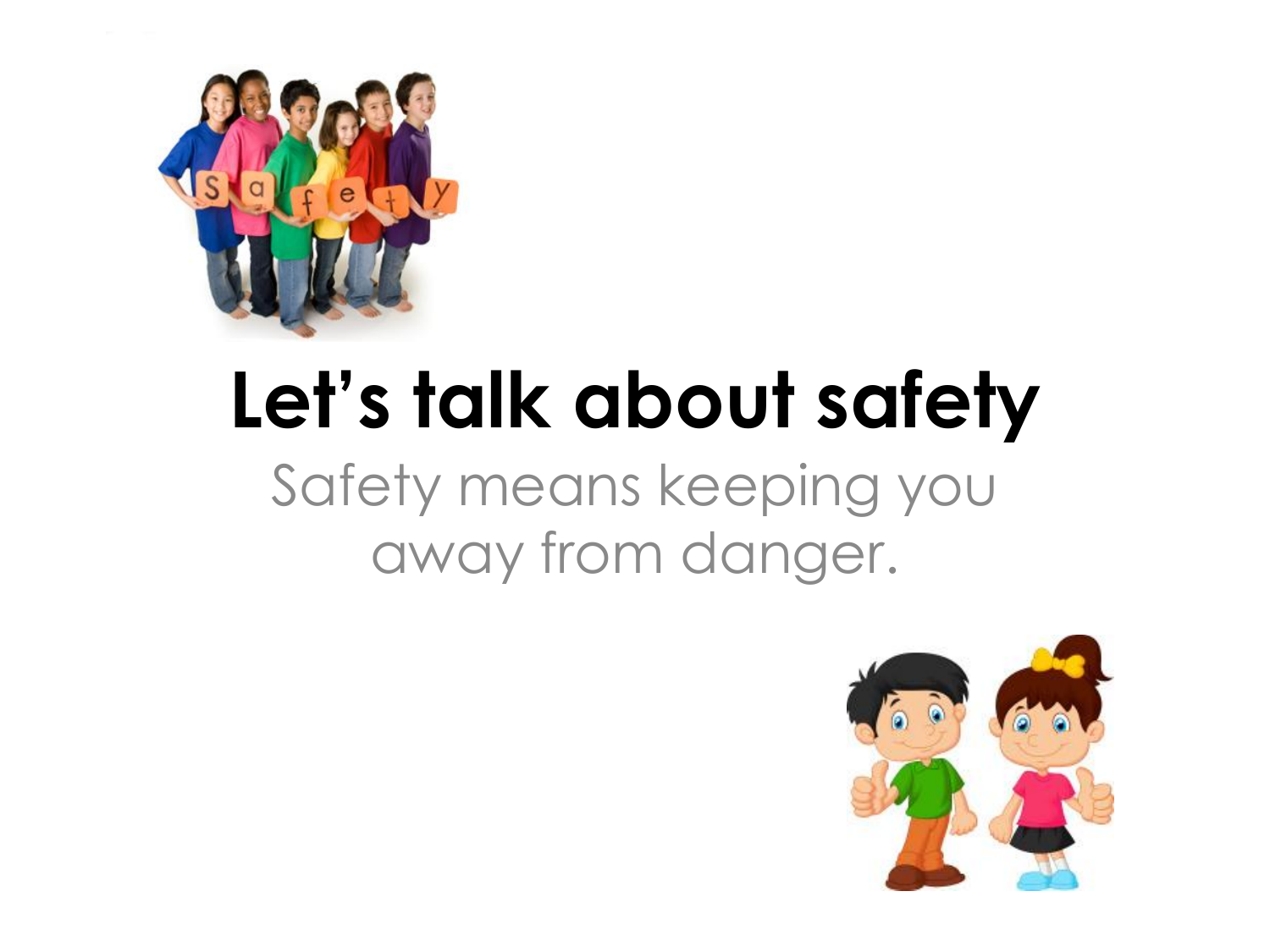# Let's talk about safety

Safety means keeping you away from danger.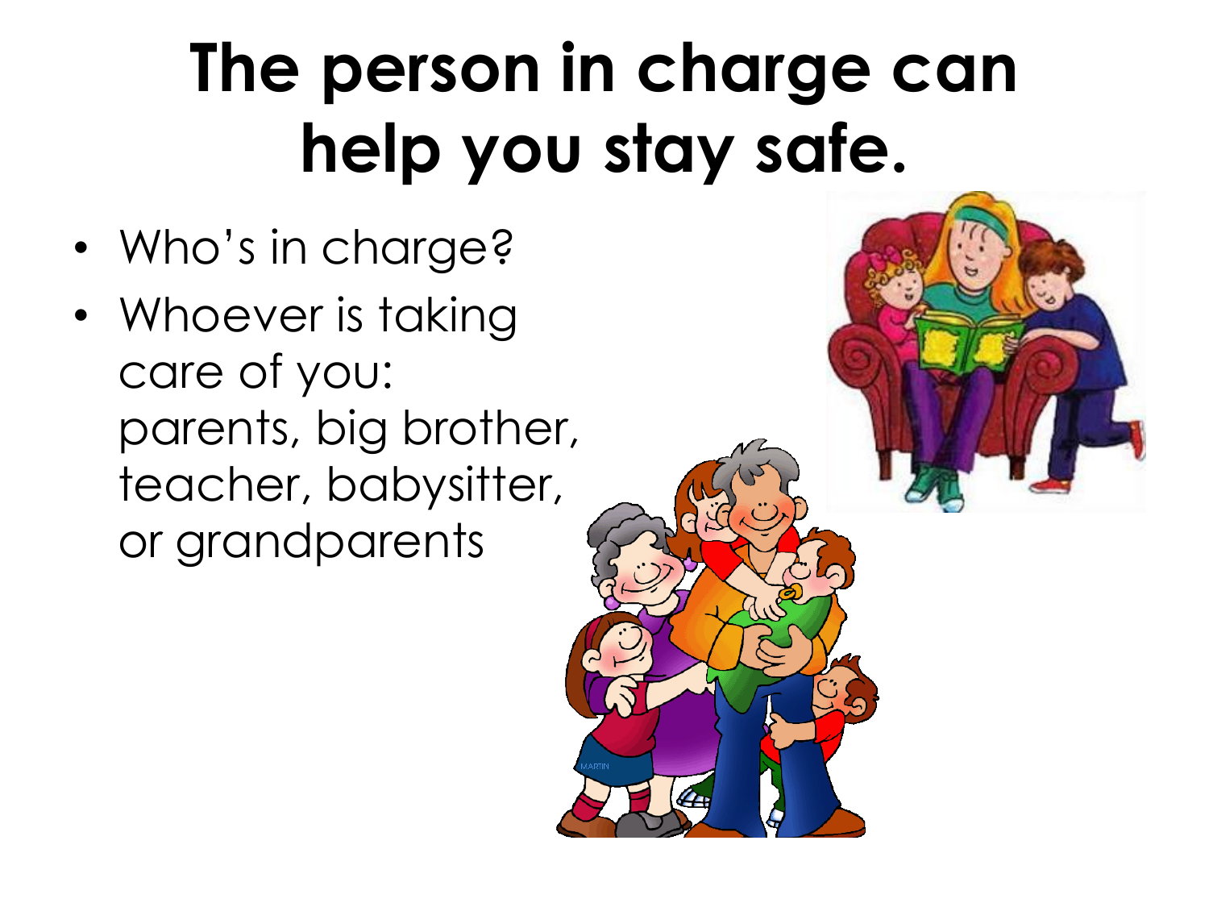# The person in charge can help you stay safe.

- Who's in charge?
- Whoever is taking care of you: parents, big brother, teacher, babysitter, or grandparents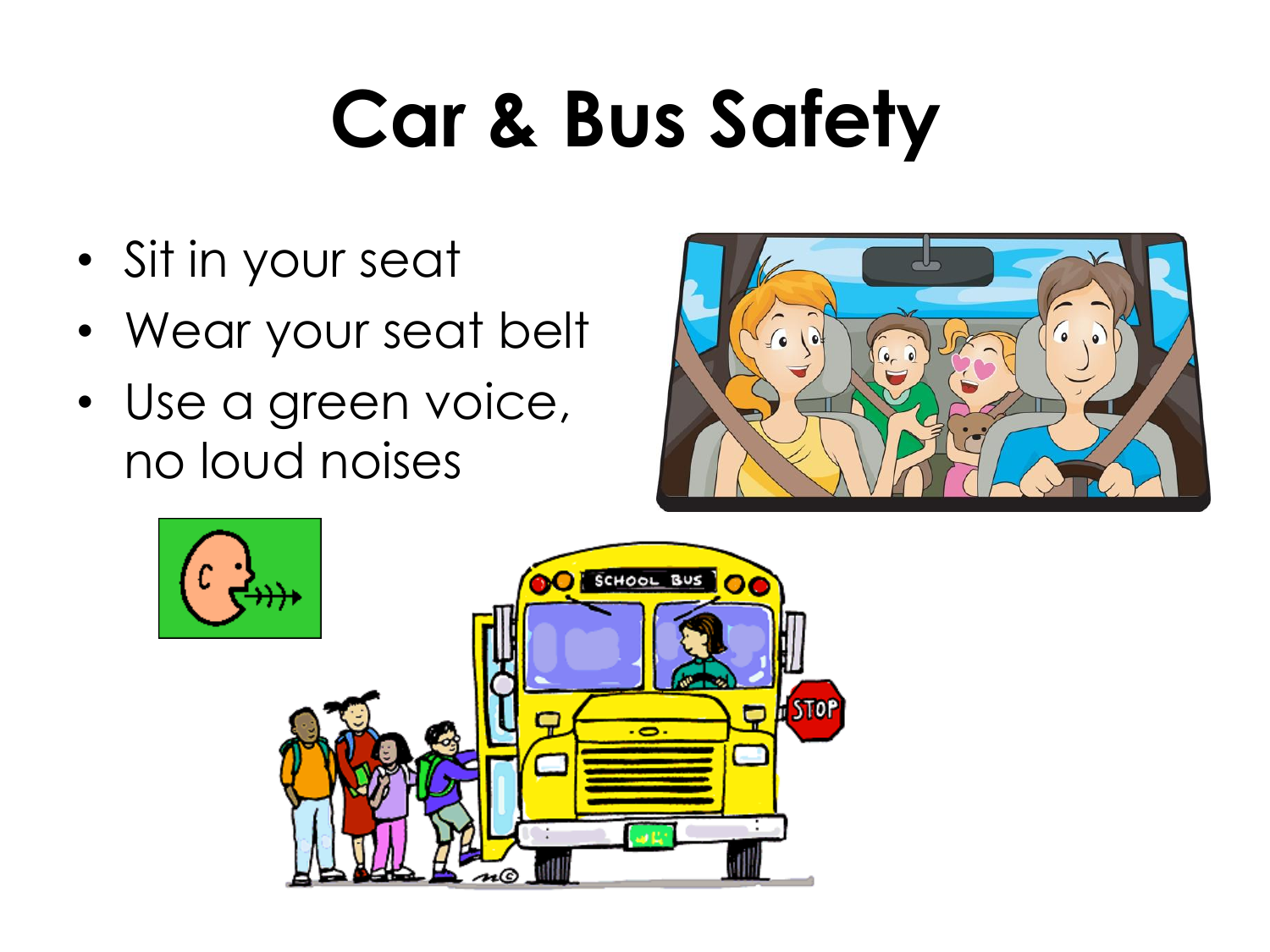# Car & Bus Safety

- Sit in your seat
- Wear your seat belt
- Use a green voice, no loud noises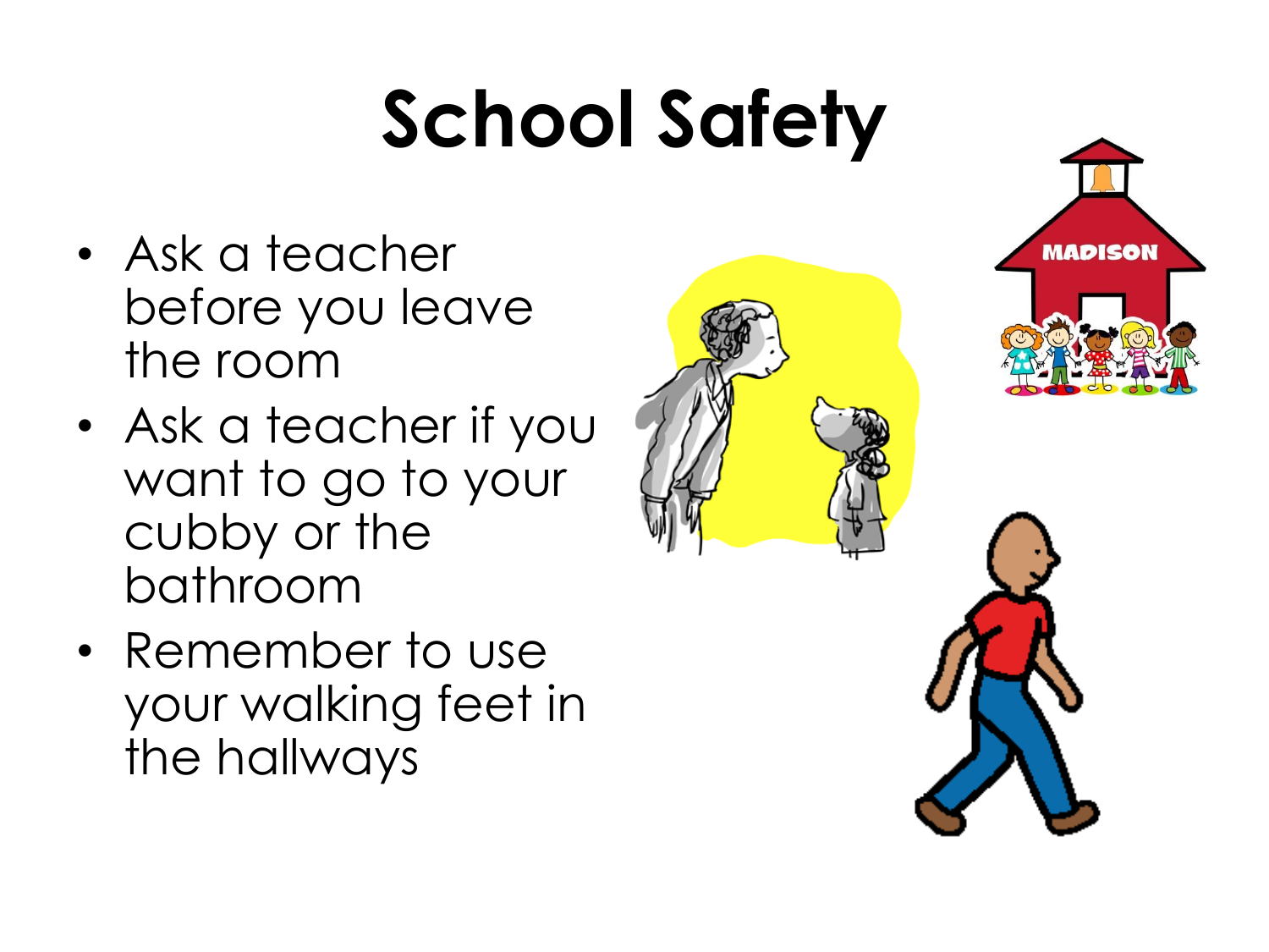# School Safety

- Ask a teacher before you leave the room
- Ask a teacher if you want to go to your cubby or the bathroom
- Remember to use your walking feet in the hallways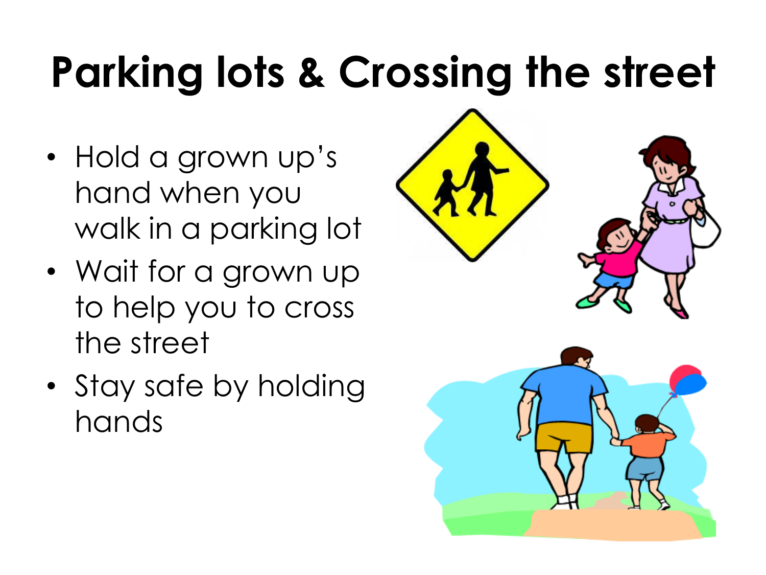# Parking lots & Crossing the street

- Hold a grown up's hand when you walk in a parking lot
- Wait for a grown up to help you to cross the street
- Stay safe by holding hands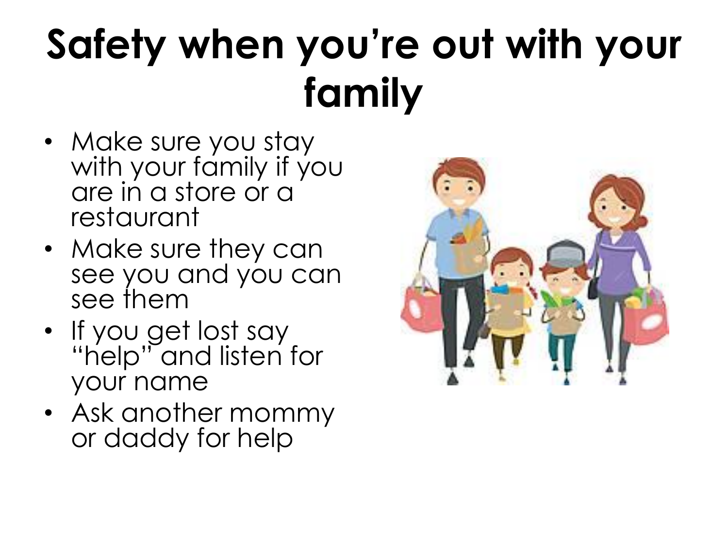# Safety when you're out with your family

- Make sure you stay with your family if you are in a store or a restaurant
- Make sure they can see you and you can see them
- If you get lost say "help" and listen for your name
- Ask another mommy or daddy for help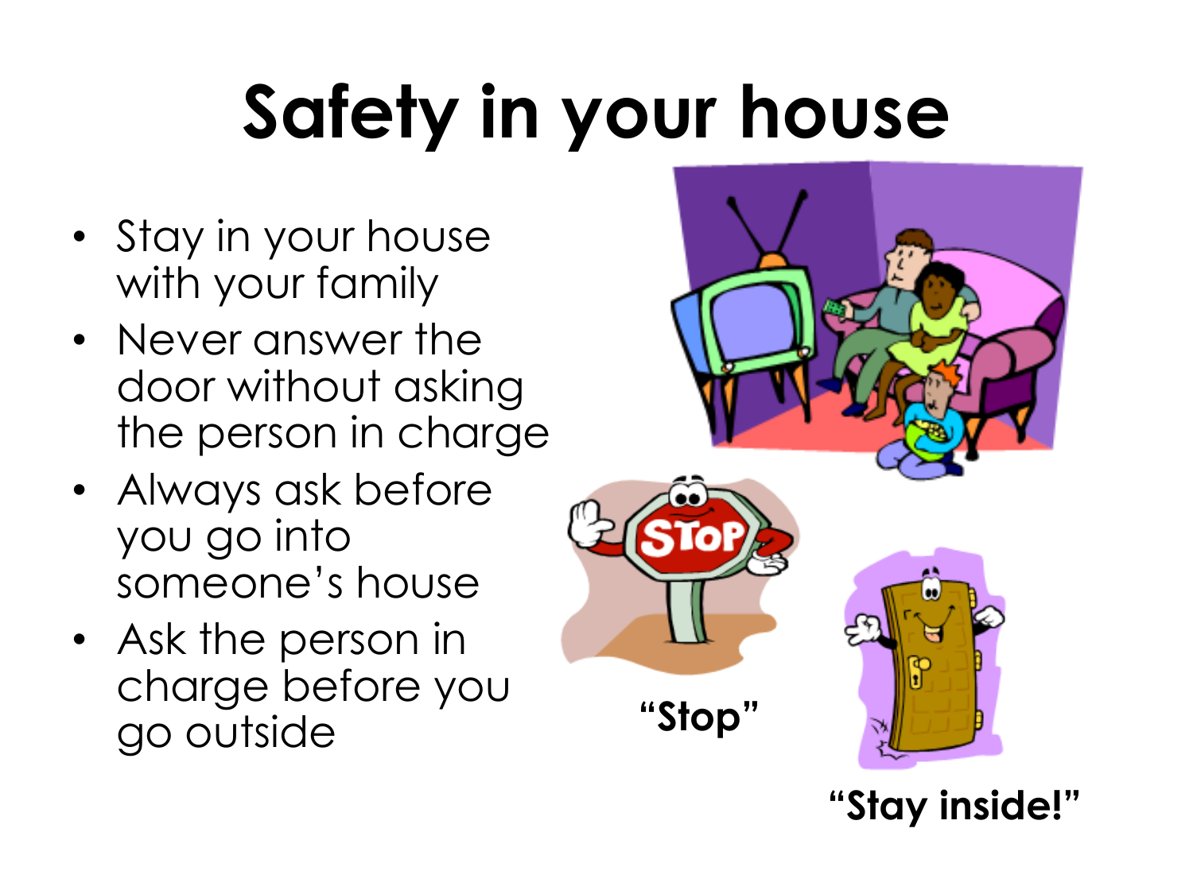# Safety in your house

- Stay in your house with your family
- Never answer the door without asking the person in charge
- Always ask before you go into someone's house
- Ask the person in charge before you go outside

"Stop"

"Stay inside!"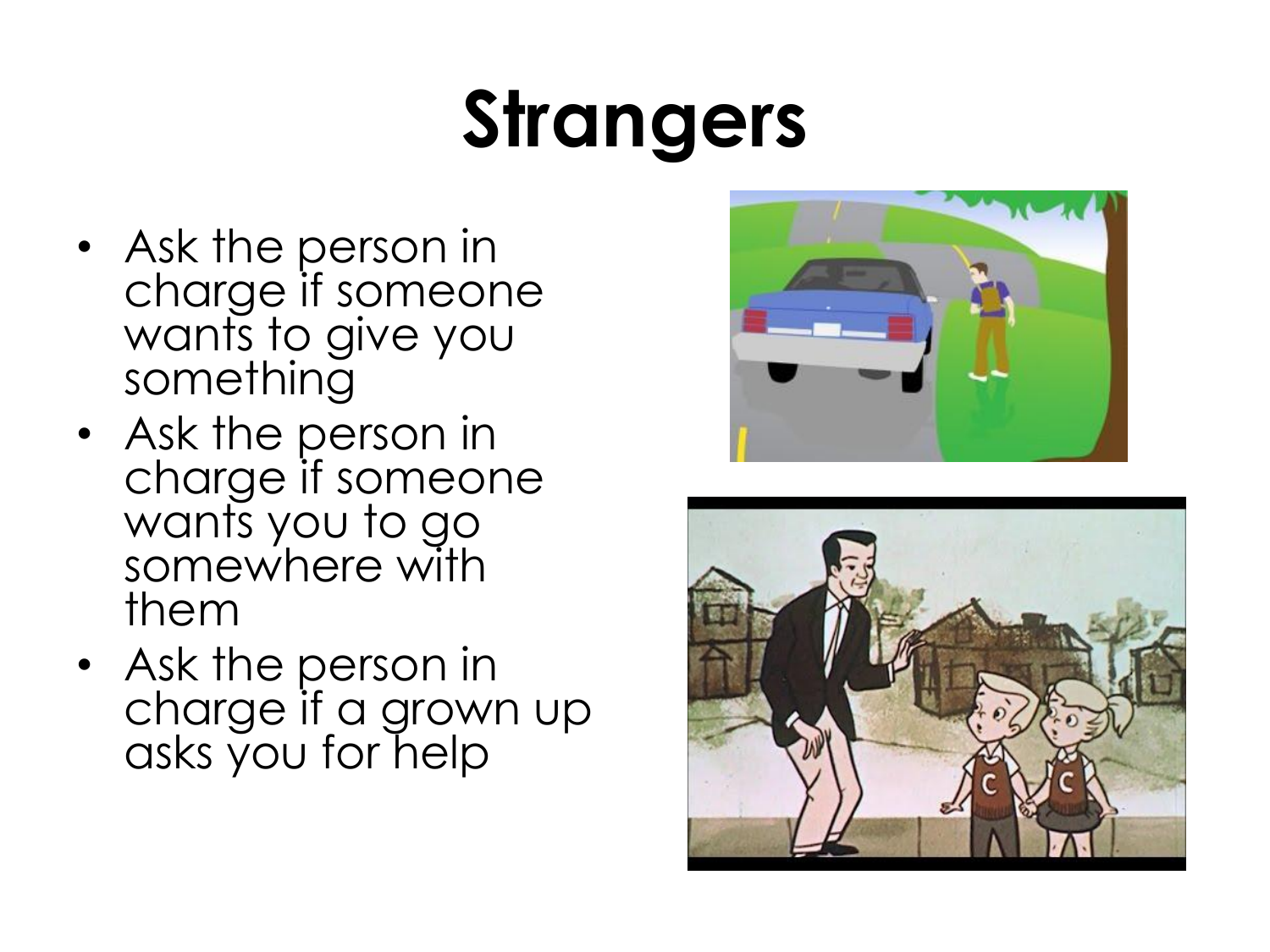# Strangers

- Ask the person in charge if someone wants to give you something
- Ask the person in charge if someone wants you to go somewhere with them
- Ask the person in charge if a grown up asks you for help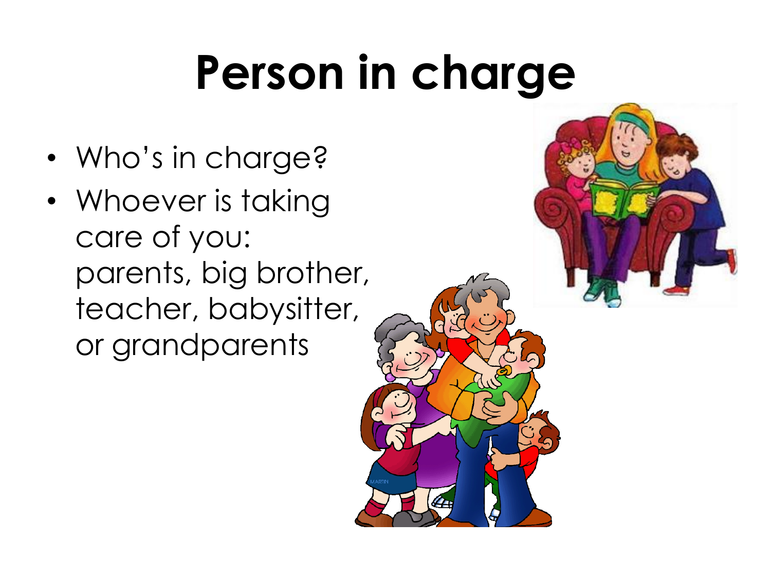# Person in charge

- Who's in charge?
- Whoever is taking care of you: parents, big brother, teacher, babysitter, or grandparents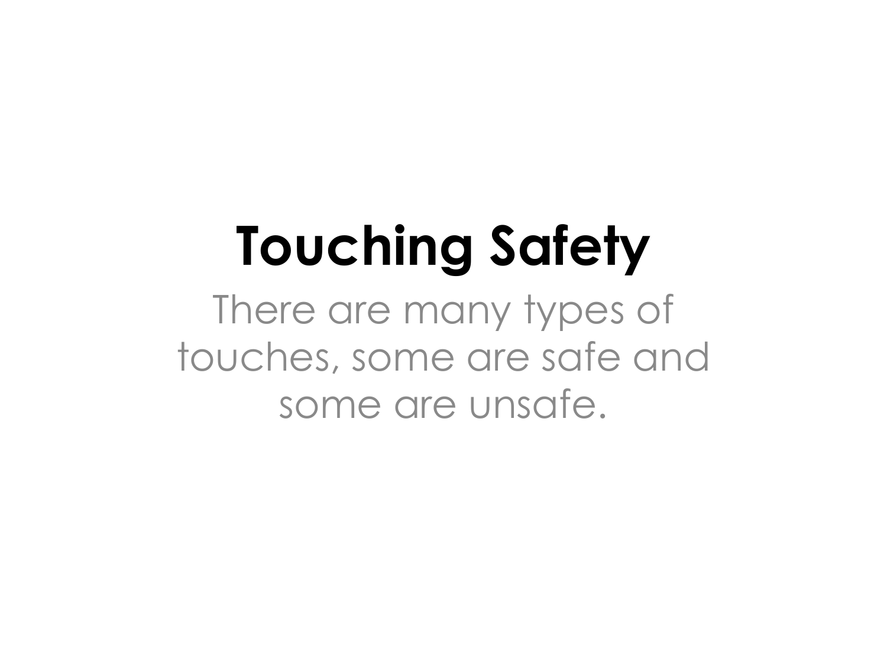# Touching Safety

There are many types of touches, some are safe and some are unsafe.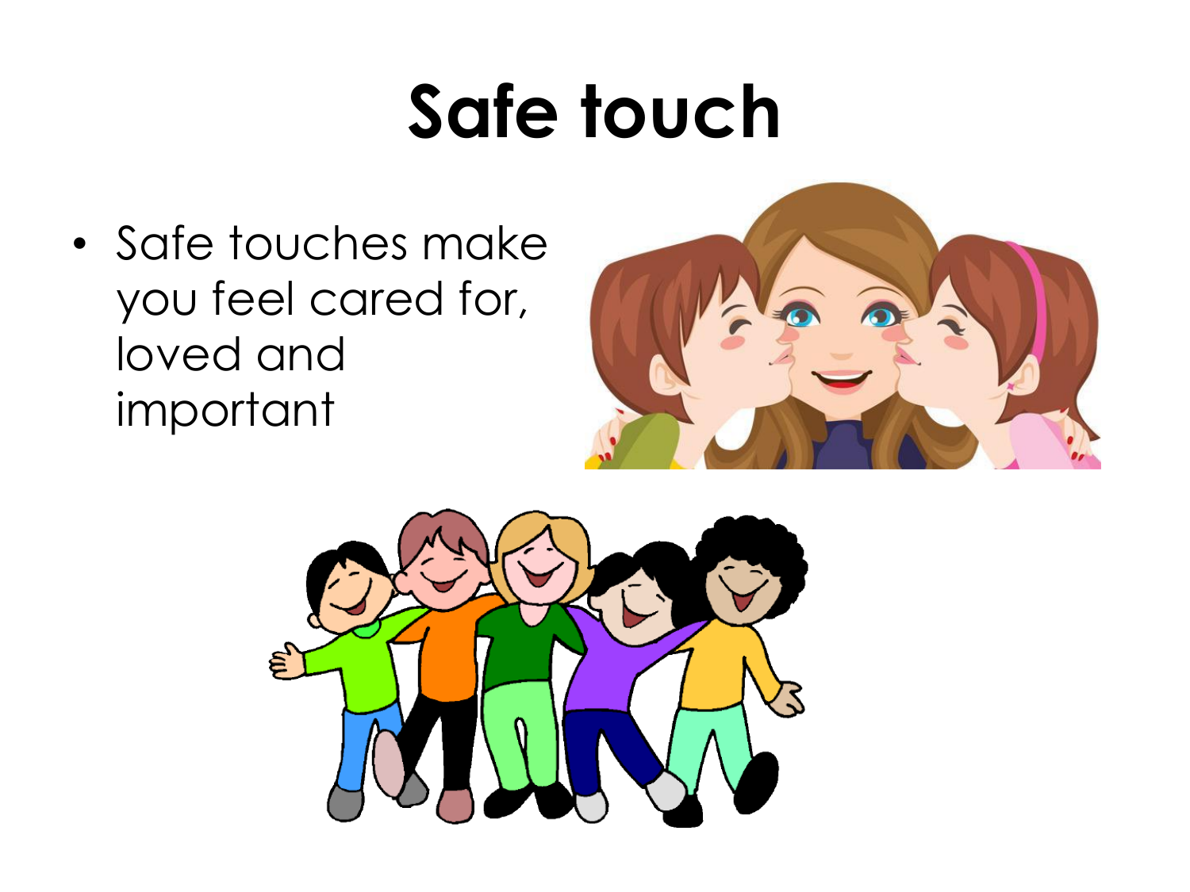# Safe touch

- Safe touches make you feel cared for, loved and important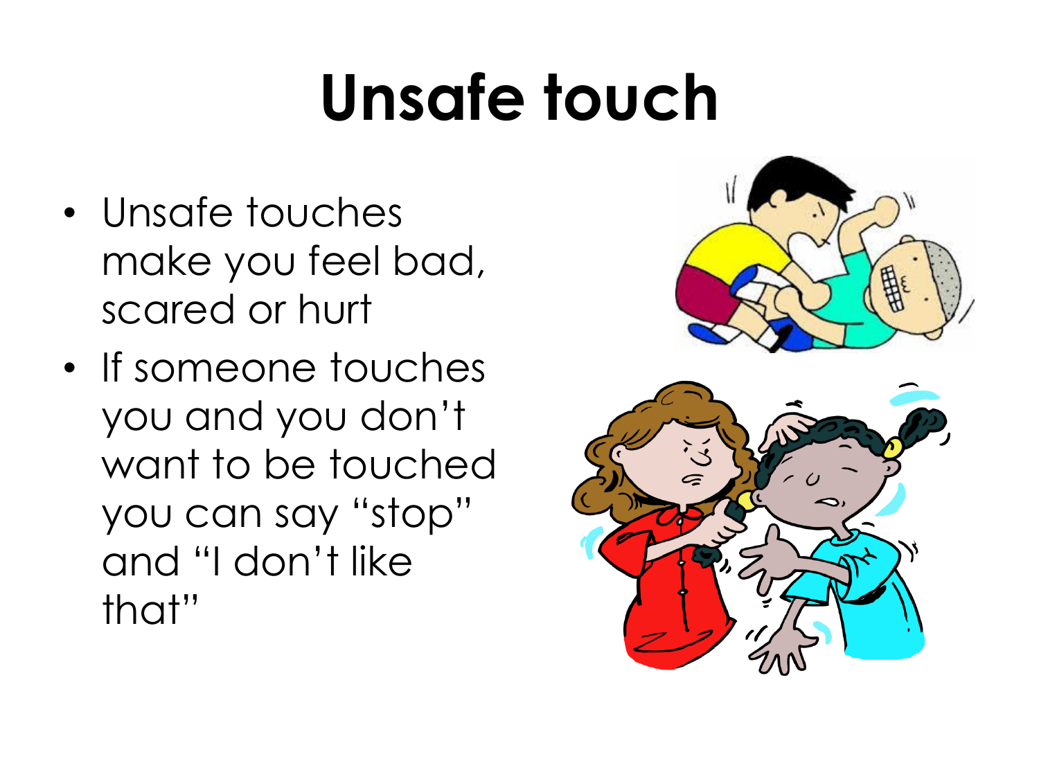# Unsafe touch

- Unsafe touches make you feel bad, scared or hurt
- If someone touches you and you don't want to be touched you can say "stop" and "I don't like that"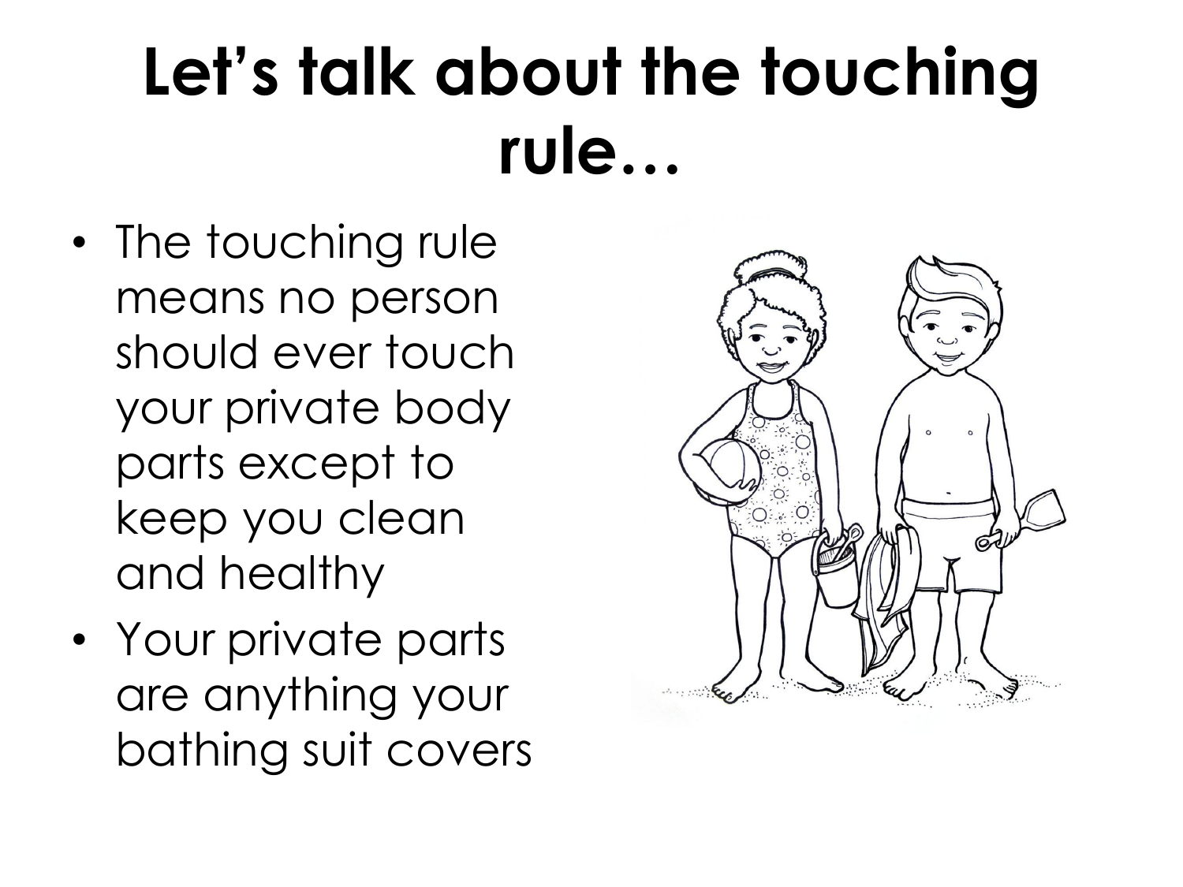# Let's talk about the touching rule…

- The touching rule means no person should ever touch your private body parts except to keep you clean and healthy
- Your private parts are anything your bathing suit covers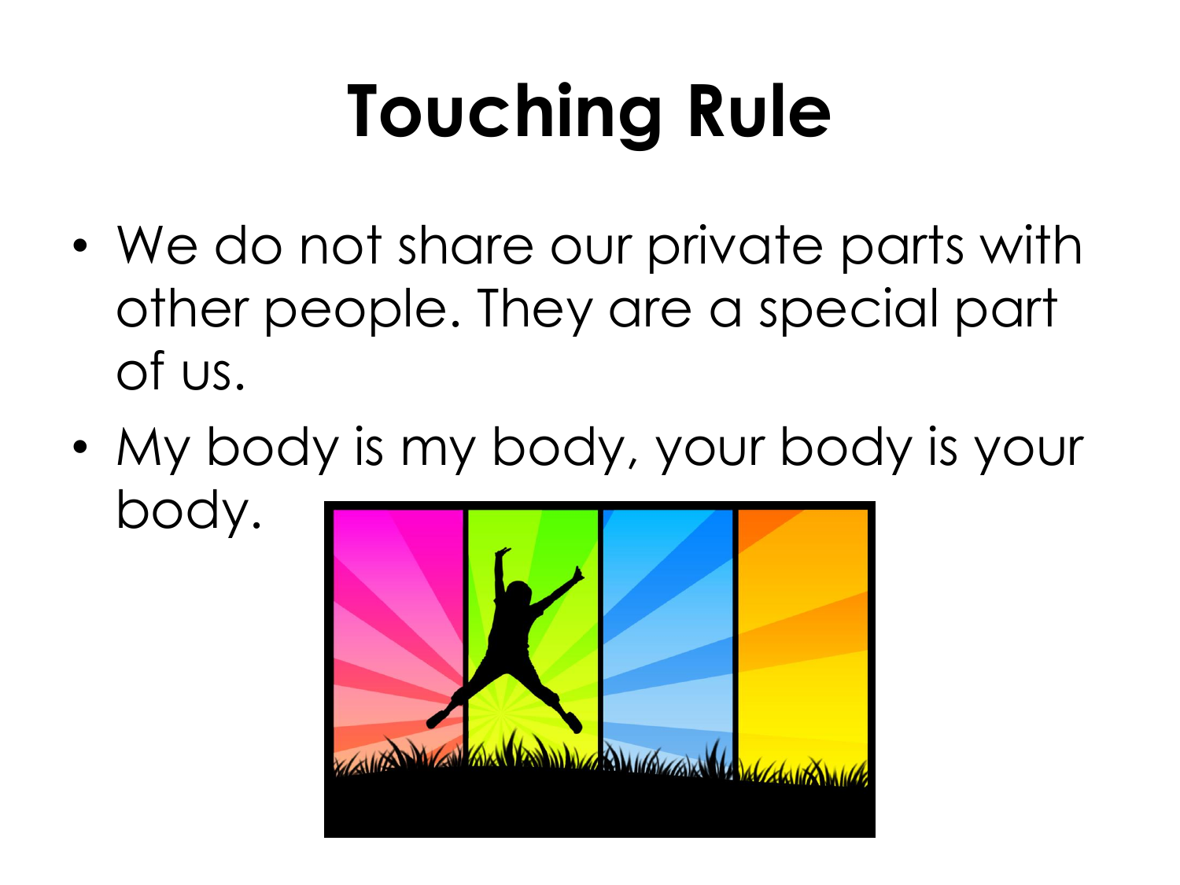# Touching Rule

- We do not share our private parts with other people. They are a special part of us.
- My body is my body, your body is your body.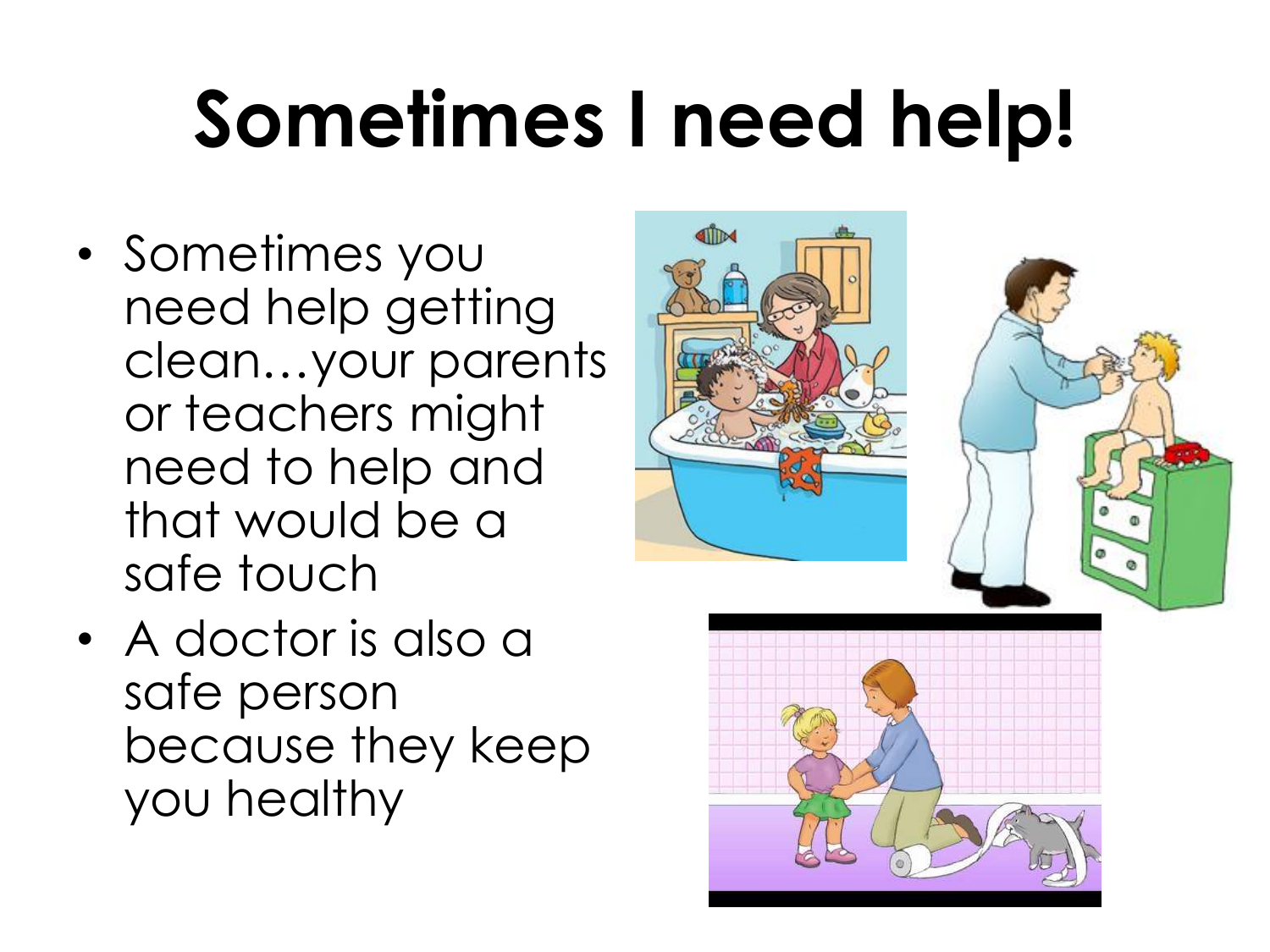# Sometimes I need help!

- Sometimes you need help getting clean…your parents or teachers might need to help and that would be a safe touch
- A doctor is also a safe person because they keep you healthy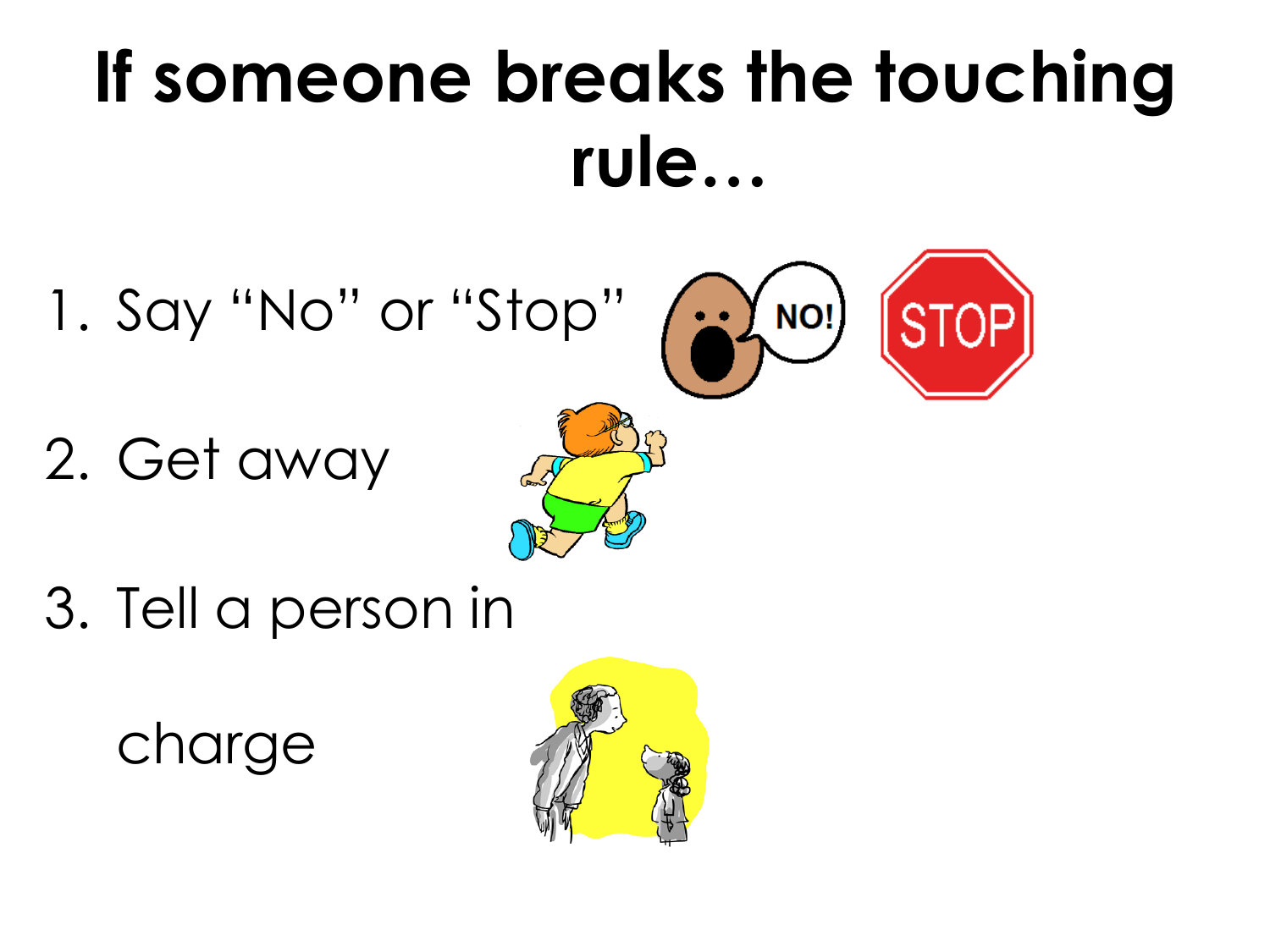# If someone breaks the touching rule…

1. Say "No" or "Stop"
2. Get away
3. Tell a person in charge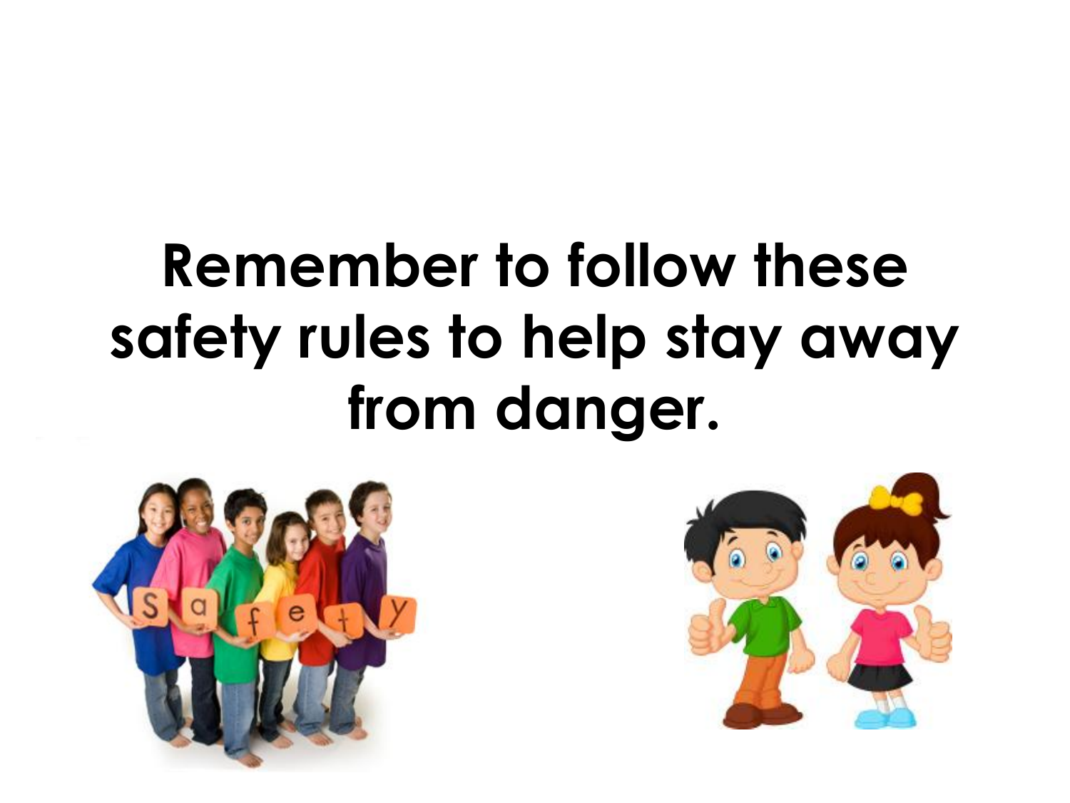**Remember to follow these safety rules to help stay away from danger.**